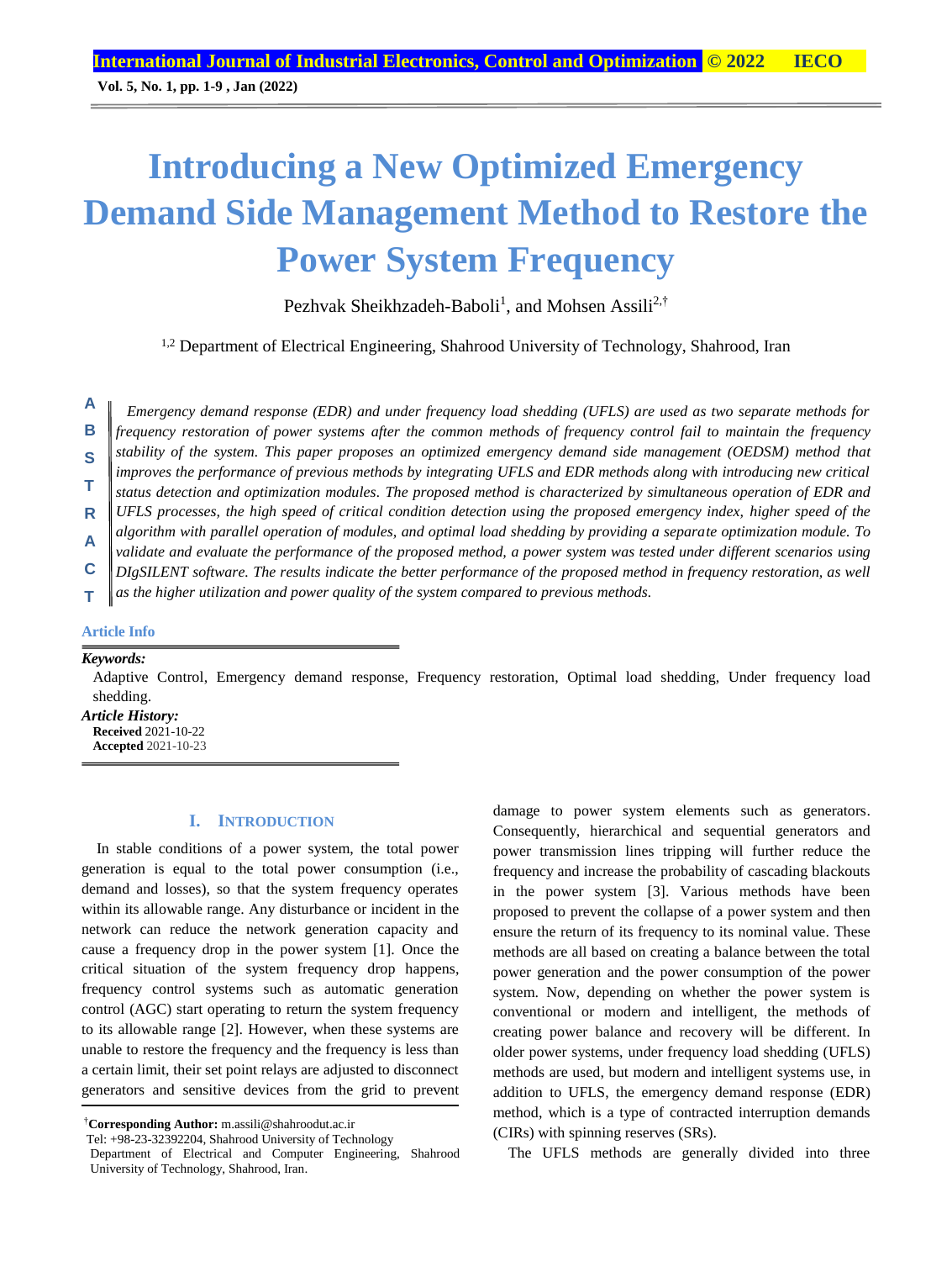# Introducing a New Optimized Emergency Demand Side Management Method to Restore the Power System Frequency

Pezhvak Sheikhzadeh-Baboli[1], and Mohsen Assili[2,†]

[1,2] Department of Electrical Engineering, Shahrood University of Technology, Shahrood, Iran

**ABSTRACT**

*Emergency demand response (EDR) and under frequency load shedding (UFLS) are used as two separate methods for frequency restoration of power systems after the common methods of frequency control fail to maintain the frequency stability of the system. This paper proposes an optimized emergency demand side management (OEDSM) method that improves the performance of previous methods by integrating UFLS and EDR methods along with introducing new critical status detection and optimization modules. The proposed method is characterized by simultaneous operation of EDR and UFLS processes, the high speed of critical condition detection using the proposed emergency index, higher speed of the algorithm with parallel operation of modules, and optimal load shedding by providing a separate optimization module. To validate and evaluate the performance of the proposed method, a power system was tested under different scenarios using DIgSILENT software. The results indicate the better performance of the proposed method in frequency restoration, as well as the higher utilization and power quality of the system compared to previous methods.*

**Article Info**

***Keywords:***

Adaptive Control, Emergency demand response, Frequency restoration, Optimal load shedding, Under frequency load shedding.

***Article History:***

**Received** 2021-10-22

**Accepted** 2021-10-23

## I. Introduction

In stable conditions of a power system, the total power generation is equal to the total power consumption (i.e., demand and losses), so that the system frequency operates within its allowable range. Any disturbance or incident in the network can reduce the network generation capacity and cause a frequency drop in the power system [1]. Once the critical situation of the system frequency drop happens, frequency control systems such as automatic generation control (AGC) start operating to return the system frequency to its allowable range [2]. However, when these systems are unable to restore the frequency and the frequency is less than a certain limit, their set point relays are adjusted to disconnect generators and sensitive devices from the grid to prevent damage to power system elements such as generators. Consequently, hierarchical and sequential generators and power transmission lines tripping will further reduce the frequency and increase the probability of cascading blackouts in the power system [3]. Various methods have been proposed to prevent the collapse of a power system and then ensure the return of its frequency to its nominal value. These methods are all based on creating a balance between the total power generation and the power consumption of the power system. Now, depending on whether the power system is conventional or modern and intelligent, the methods of creating power balance and recovery will be different. In older power systems, under frequency load shedding (UFLS) methods are used, but modern and intelligent systems use, in addition to UFLS, the emergency demand response (EDR) method, which is a type of contracted interruption demands (CIRs) with spinning reserves (SRs).

The UFLS methods are generally divided into three

---

[†]**Corresponding Author:** m.assili@shahroodut.ac.ir

Tel: +98-23-32392204, Shahrood University of Technology

Department of Electrical and Computer Engineering, Shahrood University of Technology, Shahrood, Iran.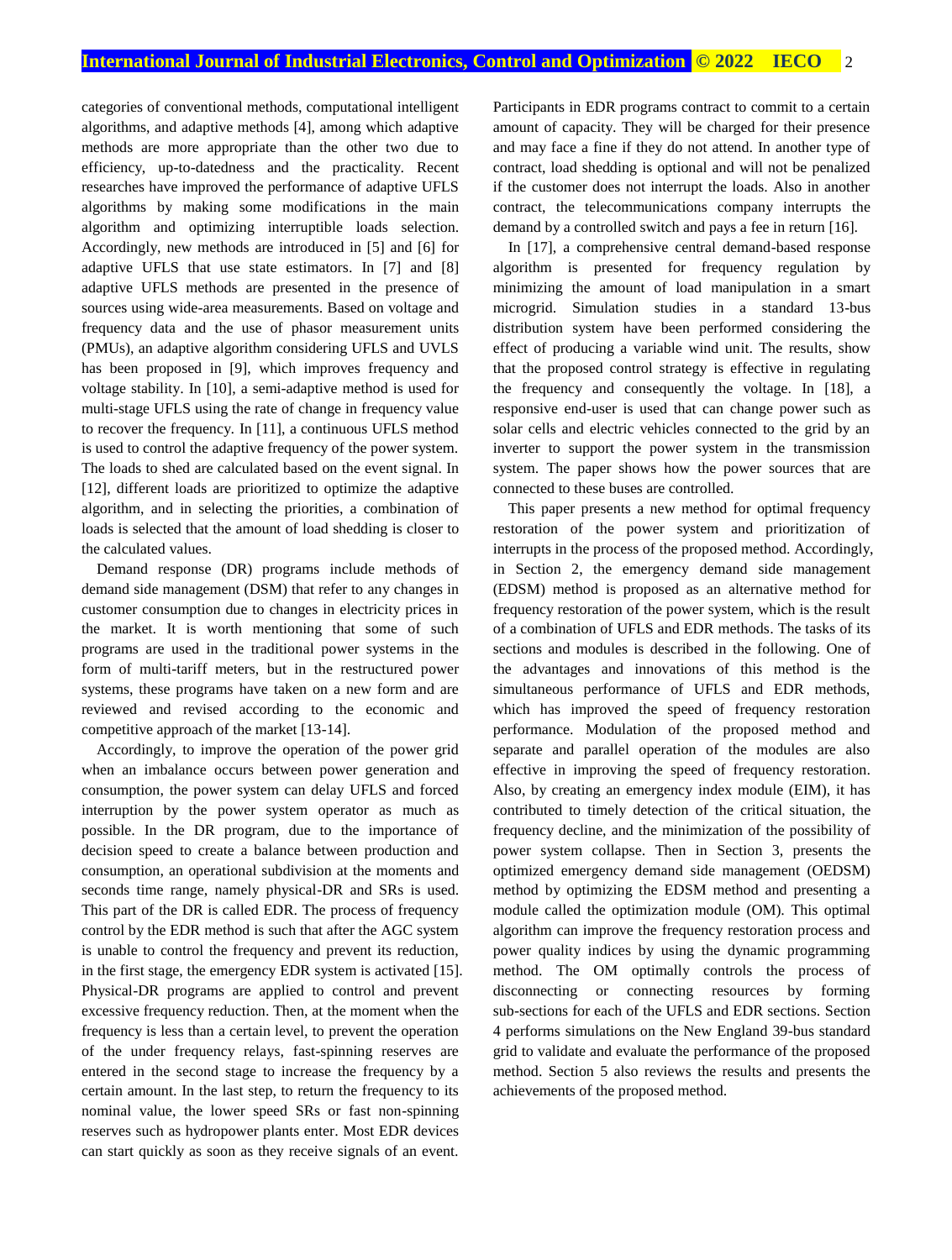categories of conventional methods, computational intelligent algorithms, and adaptive methods [4], among which adaptive methods are more appropriate than the other two due to efficiency, up-to-datedness and the practicality. Recent researches have improved the performance of adaptive UFLS algorithms by making some modifications in the main algorithm and optimizing interruptible loads selection. Accordingly, new methods are introduced in [5] and [6] for adaptive UFLS that use state estimators. In [7] and [8] adaptive UFLS methods are presented in the presence of sources using wide-area measurements. Based on voltage and frequency data and the use of phasor measurement units (PMUs), an adaptive algorithm considering UFLS and UVLS has been proposed in [9], which improves frequency and voltage stability. In [10], a semi-adaptive method is used for multi-stage UFLS using the rate of change in frequency value to recover the frequency. In [11], a continuous UFLS method is used to control the adaptive frequency of the power system. The loads to shed are calculated based on the event signal. In [12], different loads are prioritized to optimize the adaptive algorithm, and in selecting the priorities, a combination of loads is selected that the amount of load shedding is closer to the calculated values.

Demand response (DR) programs include methods of demand side management (DSM) that refer to any changes in customer consumption due to changes in electricity prices in the market. It is worth mentioning that some of such programs are used in the traditional power systems in the form of multi-tariff meters, but in the restructured power systems, these programs have taken on a new form and are reviewed and revised according to the economic and competitive approach of the market [13-14].

Accordingly, to improve the operation of the power grid when an imbalance occurs between power generation and consumption, the power system can delay UFLS and forced interruption by the power system operator as much as possible. In the DR program, due to the importance of decision speed to create a balance between production and consumption, an operational subdivision at the moments and seconds time range, namely physical-DR and SRs is used. This part of the DR is called EDR. The process of frequency control by the EDR method is such that after the AGC system is unable to control the frequency and prevent its reduction, in the first stage, the emergency EDR system is activated [15]. Physical-DR programs are applied to control and prevent excessive frequency reduction. Then, at the moment when the frequency is less than a certain level, to prevent the operation of the under frequency relays, fast-spinning reserves are entered in the second stage to increase the frequency by a certain amount. In the last step, to return the frequency to its nominal value, the lower speed SRs or fast non-spinning reserves such as hydropower plants enter. Most EDR devices can start quickly as soon as they receive signals of an event. Participants in EDR programs contract to commit to a certain amount of capacity. They will be charged for their presence and may face a fine if they do not attend. In another type of contract, load shedding is optional and will not be penalized if the customer does not interrupt the loads. Also in another contract, the telecommunications company interrupts the demand by a controlled switch and pays a fee in return [16].

In [17], a comprehensive central demand-based response algorithm is presented for frequency regulation by minimizing the amount of load manipulation in a smart microgrid. Simulation studies in a standard 13-bus distribution system have been performed considering the effect of producing a variable wind unit. The results, show that the proposed control strategy is effective in regulating the frequency and consequently the voltage. In [18], a responsive end-user is used that can change power such as solar cells and electric vehicles connected to the grid by an inverter to support the power system in the transmission system. The paper shows how the power sources that are connected to these buses are controlled.

This paper presents a new method for optimal frequency restoration of the power system and prioritization of interrupts in the process of the proposed method. Accordingly, in Section 2, the emergency demand side management (EDSM) method is proposed as an alternative method for frequency restoration of the power system, which is the result of a combination of UFLS and EDR methods. The tasks of its sections and modules is described in the following. One of the advantages and innovations of this method is the simultaneous performance of UFLS and EDR methods, which has improved the speed of frequency restoration performance. Modulation of the proposed method and separate and parallel operation of the modules are also effective in improving the speed of frequency restoration. Also, by creating an emergency index module (EIM), it has contributed to timely detection of the critical situation, the frequency decline, and the minimization of the possibility of power system collapse. Then in Section 3, presents the optimized emergency demand side management (OEDSM) method by optimizing the EDSM method and presenting a module called the optimization module (OM). This optimal algorithm can improve the frequency restoration process and power quality indices by using the dynamic programming method. The OM optimally controls the process of disconnecting or connecting resources by forming sub-sections for each of the UFLS and EDR sections. Section 4 performs simulations on the New England 39-bus standard grid to validate and evaluate the performance of the proposed method. Section 5 also reviews the results and presents the achievements of the proposed method.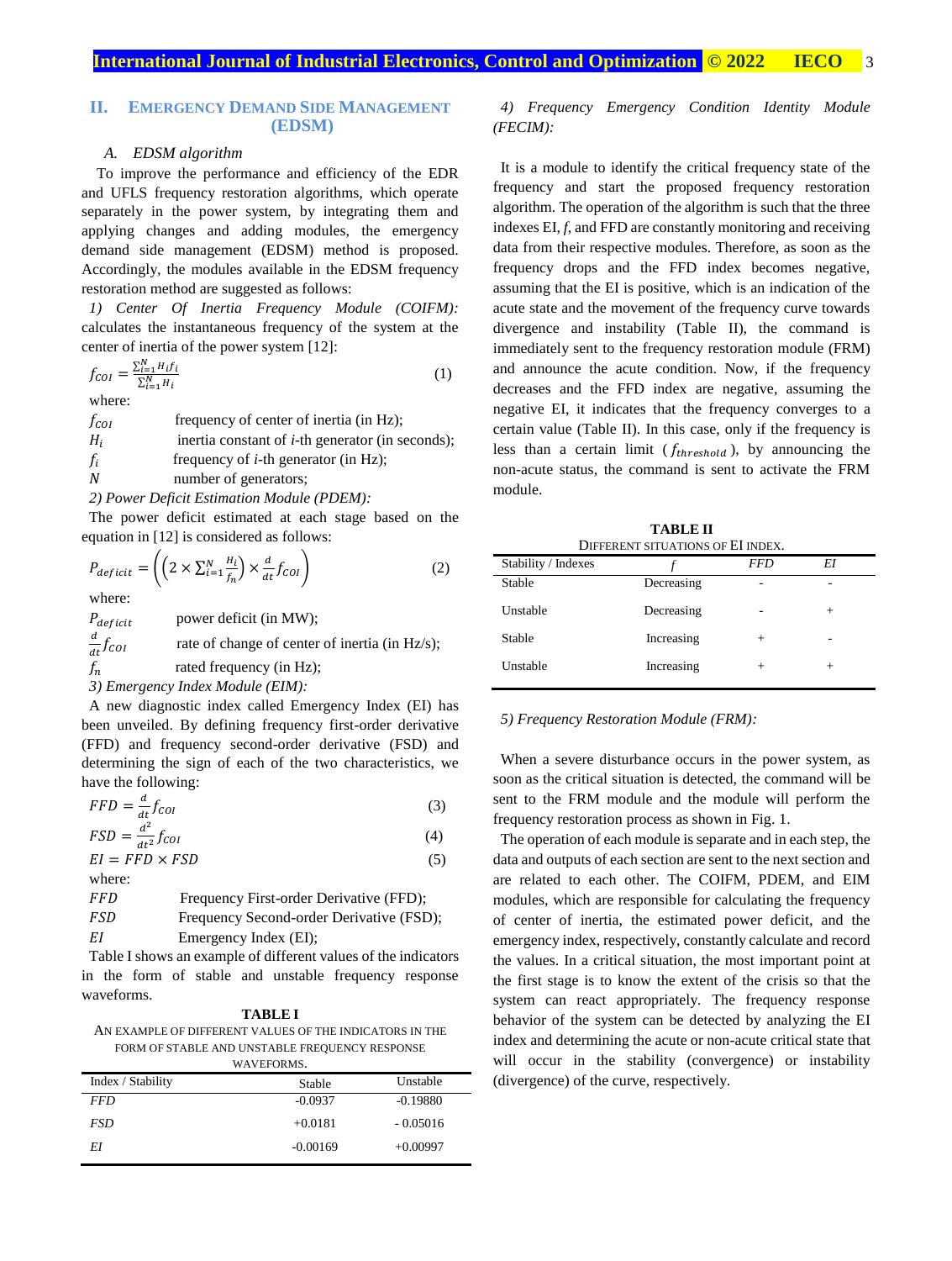## II. Emergency Demand Side Management (EDSM)

### A. EDSM algorithm

To improve the performance and efficiency of the EDR and UFLS frequency restoration algorithms, which operate separately in the power system, by integrating them and applying changes and adding modules, the emergency demand side management (EDSM) method is proposed. Accordingly, the modules available in the EDSM frequency restoration method are suggested as follows:

*1) Center Of Inertia Frequency Module (COIFM):* calculates the instantaneous frequency of the system at the center of inertia of the power system [12]:

$$f_{COI} = \frac{\sum_{i=1}^{N} H_i f_i}{\sum_{i=1}^{N} H_i} \tag{1}$$

where:

| | |
|---|---|
| $f_{COI}$ | frequency of center of inertia (in Hz); |
| $H_i$ | inertia constant of *i*-th generator (in seconds); |
| $f_i$ | frequency of *i*-th generator (in Hz); |
| $N$ | number of generators; |

*2) Power Deficit Estimation Module (PDEM):*

The power deficit estimated at each stage based on the equation in [12] is considered as follows:

$$P_{deficit} = \left(\left(2 \times \sum_{i=1}^{N} \frac{H_i}{f_n}\right) \times \frac{d}{dt} f_{COI}\right) \tag{2}$$

where:

| | |
|---|---|
| $P_{deficit}$ | power deficit (in MW); |
| $\frac{d}{dt} f_{COI}$ | rate of change of center of inertia (in Hz/s); |
| $f_n$ | rated frequency (in Hz); |

*3) Emergency Index Module (EIM):*

A new diagnostic index called Emergency Index (EI) has been unveiled. By defining frequency first-order derivative (FFD) and frequency second-order derivative (FSD) and determining the sign of each of the two characteristics, we have the following:

$$FFD = \frac{d}{dt} f_{COI} \tag{3}$$

$$FSD = \frac{d^2}{dt^2} f_{COI} \tag{4}$$

$$EI = FFD \times FSD \tag{5}$$

where:

| | |
|---|---|
| *FFD* | Frequency First-order Derivative (FFD); |
| *FSD* | Frequency Second-order Derivative (FSD); |
| *EI* | Emergency Index (EI); |

Table I shows an example of different values of the indicators in the form of stable and unstable frequency response waveforms.

**TABLE I**
An example of different values of the indicators in the form of stable and unstable frequency response waveforms.

| Index / Stability | Stable | Unstable |
|---|---|---|
| *FFD* | -0.0937 | -0.19880 |
| *FSD* | +0.0181 | - 0.05016 |
| *EI* | -0.00169 | +0.00997 |

*4) Frequency Emergency Condition Identity Module (FECIM):*

It is a module to identify the critical frequency state of the frequency and start the proposed frequency restoration algorithm. The operation of the algorithm is such that the three indexes EI, *f*, and FFD are constantly monitoring and receiving data from their respective modules. Therefore, as soon as the frequency drops and the FFD index becomes negative, assuming that the EI is positive, which is an indication of the acute state and the movement of the frequency curve towards divergence and instability (Table II), the command is immediately sent to the frequency restoration module (FRM) and announce the acute condition. Now, if the frequency decreases and the FFD index are negative, assuming the negative EI, it indicates that the frequency converges to a certain value (Table II). In this case, only if the frequency is less than a certain limit ($f_{threshold}$), by announcing the non-acute status, the command is sent to activate the FRM module.

**TABLE II**
Different situations of EI index.

| Stability / Indexes | *f* | *FFD* | *EI* |
|---|---|---|---|
| Stable | Decreasing | - | - |
| Unstable | Decreasing | - | + |
| Stable | Increasing | + | - |
| Unstable | Increasing | + | + |

*5) Frequency Restoration Module (FRM):*

When a severe disturbance occurs in the power system, as soon as the critical situation is detected, the command will be sent to the FRM module and the module will perform the frequency restoration process as shown in Fig. 1.

The operation of each module is separate and in each step, the data and outputs of each section are sent to the next section and are related to each other. The COIFM, PDEM, and EIM modules, which are responsible for calculating the frequency of center of inertia, the estimated power deficit, and the emergency index, respectively, constantly calculate and record the values. In a critical situation, the most important point at the first stage is to know the extent of the crisis so that the system can react appropriately. The frequency response behavior of the system can be detected by analyzing the EI index and determining the acute or non-acute critical state that will occur in the stability (convergence) or instability (divergence) of the curve, respectively.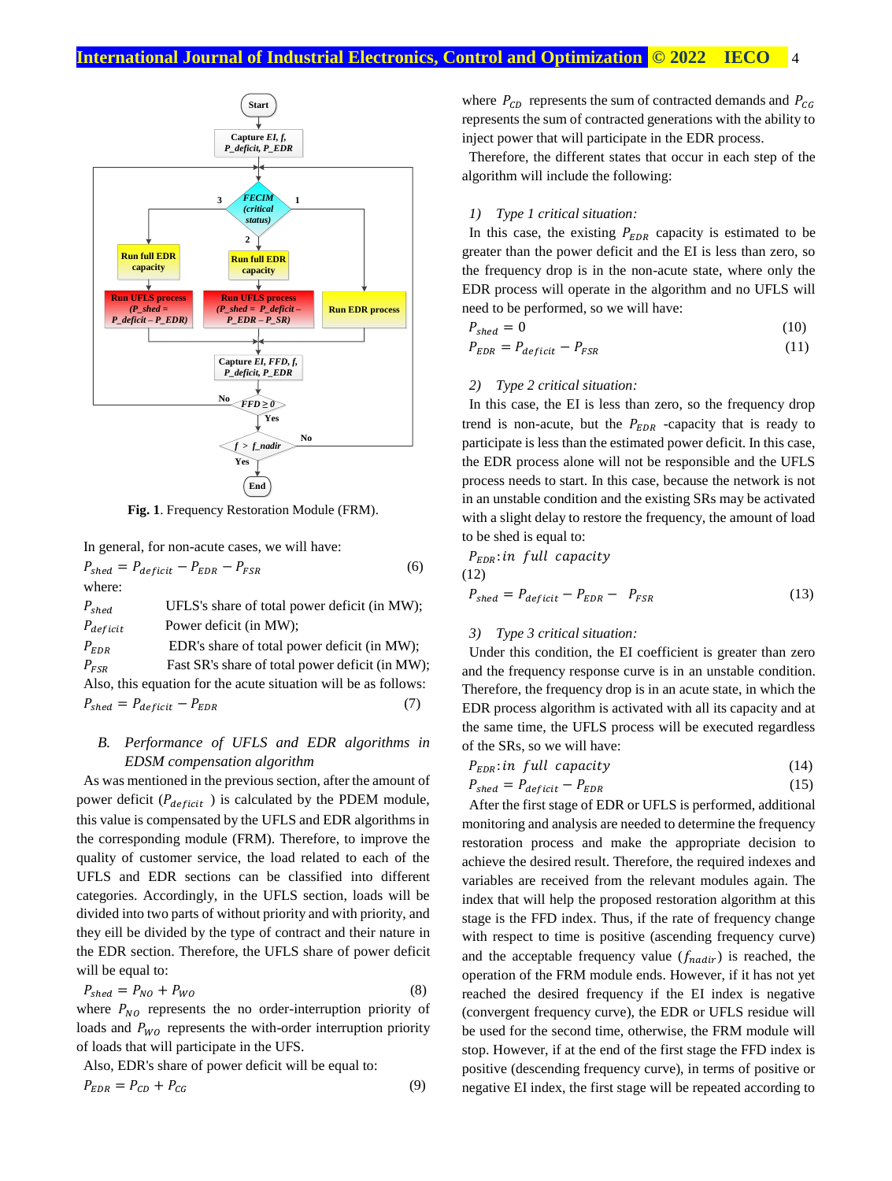Fig. 1. Frequency Restoration Module (FRM).

In general, for non-acute cases, we will have:

$$P_{shed} = P_{deficit} - P_{EDR} - P_{FSR} \quad (6)$$

where:

$P_{shed}$ UFLS's share of total power deficit (in MW);

$P_{deficit}$ Power deficit (in MW);

$P_{EDR}$ EDR's share of total power deficit (in MW);

$P_{FSR}$ Fast SR's share of total power deficit (in MW);

Also, this equation for the acute situation will be as follows:

$$P_{shed} = P_{deficit} - P_{EDR} \quad (7)$$

### B. Performance of UFLS and EDR algorithms in EDSM compensation algorithm

As was mentioned in the previous section, after the amount of power deficit ($P_{deficit}$ ) is calculated by the PDEM module, this value is compensated by the UFLS and EDR algorithms in the corresponding module (FRM). Therefore, to improve the quality of customer service, the load related to each of the UFLS and EDR sections can be classified into different categories. Accordingly, in the UFLS section, loads will be divided into two parts of without priority and with priority, and they eill be divided by the type of contract and their nature in the EDR section. Therefore, the UFLS share of power deficit will be equal to:

$$P_{shed} = P_{NO} + P_{WO} \quad (8)$$

where $P_{NO}$ represents the no order-interruption priority of loads and $P_{WO}$ represents the with-order interruption priority of loads that will participate in the UFS.

Also, EDR's share of power deficit will be equal to:

$$P_{EDR} = P_{CD} + P_{CG} \quad (9)$$

where $P_{CD}$ represents the sum of contracted demands and $P_{CG}$ represents the sum of contracted generations with the ability to inject power that will participate in the EDR process.

Therefore, the different states that occur in each step of the algorithm will include the following:

*1) Type 1 critical situation:*

In this case, the existing $P_{EDR}$ capacity is estimated to be greater than the power deficit and the EI is less than zero, so the frequency drop is in the non-acute state, where only the EDR process will operate in the algorithm and no UFLS will need to be performed, so we will have:

$$P_{shed} = 0 \quad (10)$$

$$P_{EDR} = P_{deficit} - P_{FSR} \quad (11)$$

*2) Type 2 critical situation:*

In this case, the EI is less than zero, so the frequency drop trend is non-acute, but the $P_{EDR}$ -capacity that is ready to participate is less than the estimated power deficit. In this case, the EDR process alone will not be responsible and the UFLS process needs to start. In this case, because the network is not in an unstable condition and the existing SRs may be activated with a slight delay to restore the frequency, the amount of load to be shed is equal to:

$$P_{EDR}: in\ \ full\ \ capacity \quad (12)$$

$$P_{shed} = P_{deficit} - P_{EDR} - P_{FSR} \quad (13)$$

*3) Type 3 critical situation:*

Under this condition, the EI coefficient is greater than zero and the frequency response curve is in an unstable condition. Therefore, the frequency drop is in an acute state, in which the EDR process algorithm is activated with all its capacity and at the same time, the UFLS process will be executed regardless of the SRs, so we will have:

$$P_{EDR}: in\ \ full\ \ capacity \quad (14)$$

$$P_{shed} = P_{deficit} - P_{EDR} \quad (15)$$

After the first stage of EDR or UFLS is performed, additional monitoring and analysis are needed to determine the frequency restoration process and make the appropriate decision to achieve the desired result. Therefore, the required indexes and variables are received from the relevant modules again. The index that will help the proposed restoration algorithm at this stage is the FFD index. Thus, if the rate of frequency change with respect to time is positive (ascending frequency curve) and the acceptable frequency value ($f_{nadir}$) is reached, the operation of the FRM module ends. However, if it has not yet reached the desired frequency if the EI index is negative (convergent frequency curve), the EDR or UFLS residue will be used for the second time, otherwise, the FRM module will stop. However, if at the end of the first stage the FFD index is positive (descending frequency curve), in terms of positive or negative EI index, the first stage will be repeated according to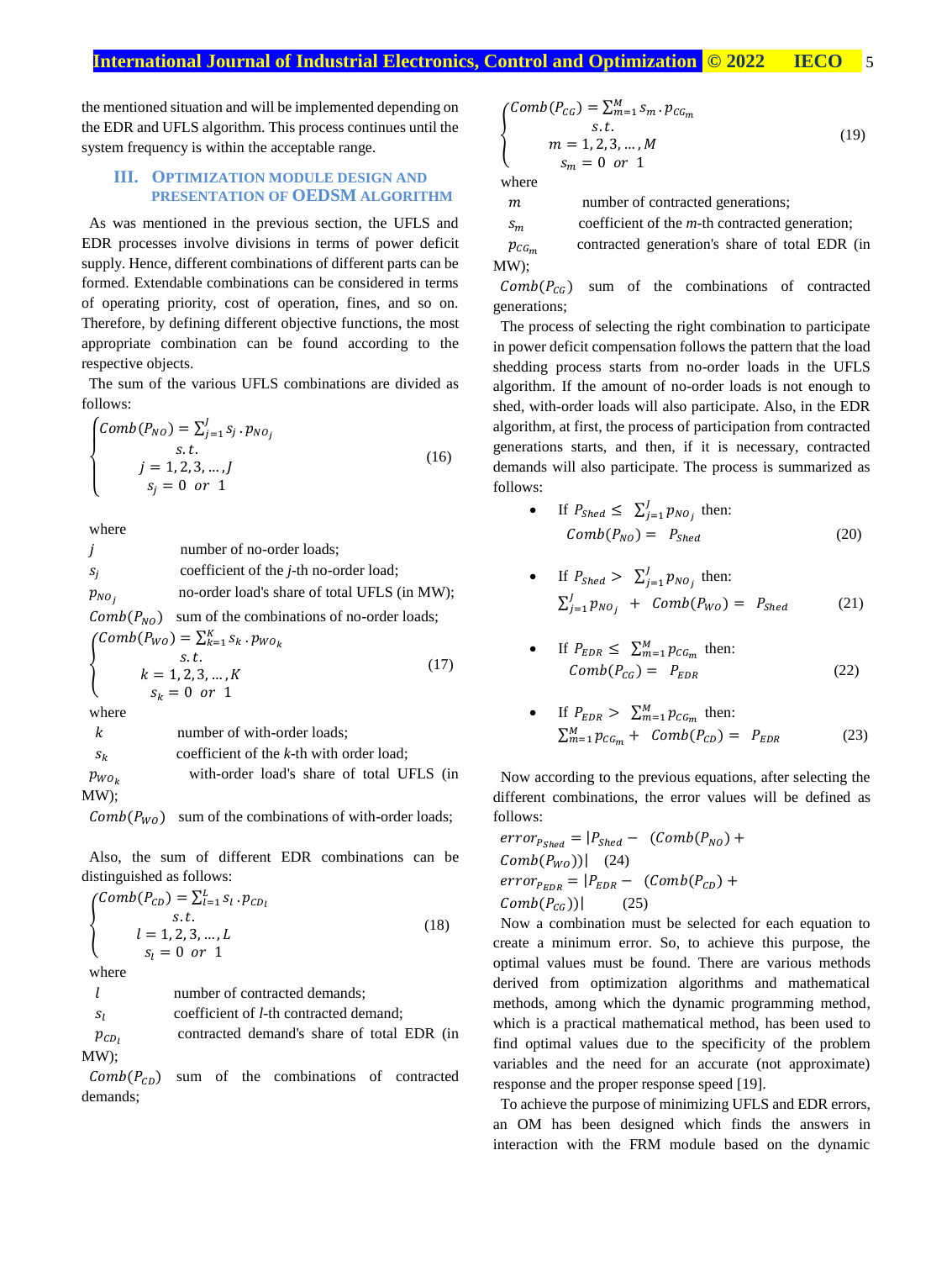the mentioned situation and will be implemented depending on the EDR and UFLS algorithm. This process continues until the system frequency is within the acceptable range.

## III. Optimization Module Design and Presentation of OEDSM Algorithm

As was mentioned in the previous section, the UFLS and EDR processes involve divisions in terms of power deficit supply. Hence, different combinations of different parts can be formed. Extendable combinations can be considered in terms of operating priority, cost of operation, fines, and so on. Therefore, by defining different objective functions, the most appropriate combination can be found according to the respective objects.

The sum of the various UFLS combinations are divided as follows:

$$\begin{cases} Comb(P_{NO}) = \sum_{j=1}^{J} s_j \cdot p_{NO_j} \\ \quad s.t. \\ \quad j = 1,2,3,\dots,J \\ \quad s_j = 0 \;\; or \;\; 1 \end{cases} \tag{16}$$

where

- $j$ — number of no-order loads;
- $s_j$ — coefficient of the $j$-th no-order load;
- $p_{NO_j}$ — no-order load's share of total UFLS (in MW);
- $Comb(P_{NO})$ — sum of the combinations of no-order loads;

$$\begin{cases} Comb(P_{WO}) = \sum_{k=1}^{K} s_k \cdot p_{WO_k} \\ \quad s.t. \\ \quad k = 1,2,3,\dots,K \\ \quad s_k = 0 \;\; or \;\; 1 \end{cases} \tag{17}$$

where

- $k$ — number of with-order loads;
- $s_k$ — coefficient of the $k$-th with order load;
- $p_{WO_k}$ — with-order load's share of total UFLS (in MW);
- $Comb(P_{WO})$ — sum of the combinations of with-order loads;

Also, the sum of different EDR combinations can be distinguished as follows:

$$\begin{cases} Comb(P_{CD}) = \sum_{l=1}^{L} s_l \cdot p_{CD_l} \\ \quad s.t. \\ \quad l = 1,2,3,\dots,L \\ \quad s_l = 0 \;\; or \;\; 1 \end{cases} \tag{18}$$

where

- $l$ — number of contracted demands;
- $s_l$ — coefficient of $l$-th contracted demand;
- $p_{CD_l}$ — contracted demand's share of total EDR (in MW);
- $Comb(P_{CD})$ — sum of the combinations of contracted demands;

$$\begin{cases} Comb(P_{CG}) = \sum_{m=1}^{M} s_m \cdot p_{CG_m} \\ \quad s.t. \\ \quad m = 1,2,3,\dots,M \\ \quad s_m = 0 \;\; or \;\; 1 \end{cases} \tag{19}$$

where

- $m$ — number of contracted generations;
- $s_m$ — coefficient of the $m$-th contracted generation;
- $p_{CG_m}$ — contracted generation's share of total EDR (in MW);
- $Comb(P_{CG})$ — sum of the combinations of contracted generations;

The process of selecting the right combination to participate in power deficit compensation follows the pattern that the load shedding process starts from no-order loads in the UFLS algorithm. If the amount of no-order loads is not enough to shed, with-order loads will also participate. Also, in the EDR algorithm, at first, the process of participation from contracted generations starts, and then, if it is necessary, contracted demands will also participate. The process is summarized as follows:

- If $P_{Shed} \leq \sum_{j=1}^{J} p_{NO_j}$ then:
  $$Comb(P_{NO}) = P_{Shed} \tag{20}$$
- If $P_{Shed} > \sum_{j=1}^{J} p_{NO_j}$ then:
  $$\sum_{j=1}^{J} p_{NO_j} + Comb(P_{WO}) = P_{Shed} \tag{21}$$
- If $P_{EDR} \leq \sum_{m=1}^{M} p_{CG_m}$ then:
  $$Comb(P_{CG}) = P_{EDR} \tag{22}$$
- If $P_{EDR} > \sum_{m=1}^{M} p_{CG_m}$ then:
  $$\sum_{m=1}^{M} p_{CG_m} + Comb(P_{CD}) = P_{EDR} \tag{23}$$

Now according to the previous equations, after selecting the different combinations, the error values will be defined as follows:

$$error_{P_{Shed}} = |P_{Shed} - (Comb(P_{NO}) + Comb(P_{WO}))| \tag{24}$$

$$error_{P_{EDR}} = |P_{EDR} - (Comb(P_{CD}) + Comb(P_{CG}))| \tag{25}$$

Now a combination must be selected for each equation to create a minimum error. So, to achieve this purpose, the optimal values must be found. There are various methods derived from optimization algorithms and mathematical methods, among which the dynamic programming method, which is a practical mathematical method, has been used to find optimal values due to the specificity of the problem variables and the need for an accurate (not approximate) response and the proper response speed [19].

To achieve the purpose of minimizing UFLS and EDR errors, an OM has been designed which finds the answers in interaction with the FRM module based on the dynamic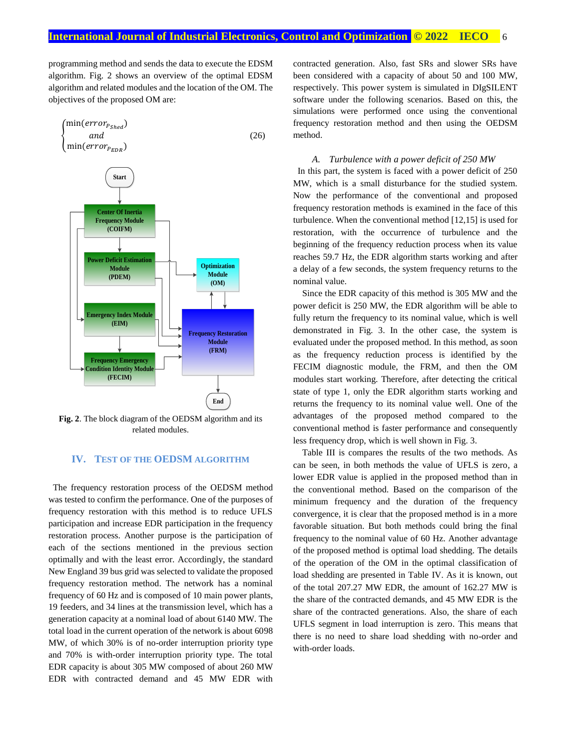programming method and sends the data to execute the EDSM algorithm. Fig. 2 shows an overview of the optimal EDSM algorithm and related modules and the location of the OM. The objectives of the proposed OM are:

$$\begin{cases} \min(error_{P_{Shed}}) \\ and \\ \min(error_{P_{EDR}}) \end{cases} \tag{26}$$

**Fig. 2**. The block diagram of the OEDSM algorithm and its related modules.

## IV. Test of the OEDSM Algorithm

The frequency restoration process of the OEDSM method was tested to confirm the performance. One of the purposes of frequency restoration with this method is to reduce UFLS participation and increase EDR participation in the frequency restoration process. Another purpose is the participation of each of the sections mentioned in the previous section optimally and with the least error. Accordingly, the standard New England 39 bus grid was selected to validate the proposed frequency restoration method. The network has a nominal frequency of 60 Hz and is composed of 10 main power plants, 19 feeders, and 34 lines at the transmission level, which has a generation capacity at a nominal load of about 6140 MW. The total load in the current operation of the network is about 6098 MW, of which 30% is of no-order interruption priority type and 70% is with-order interruption priority type. The total EDR capacity is about 305 MW composed of about 260 MW EDR with contracted demand and 45 MW EDR with contracted generation. Also, fast SRs and slower SRs have been considered with a capacity of about 50 and 100 MW, respectively. This power system is simulated in DIgSILENT software under the following scenarios. Based on this, the simulations were performed once using the conventional frequency restoration method and then using the OEDSM method.

### *A. Turbulence with a power deficit of 250 MW*

In this part, the system is faced with a power deficit of 250 MW, which is a small disturbance for the studied system. Now the performance of the conventional and proposed frequency restoration methods is examined in the face of this turbulence. When the conventional method [12,15] is used for restoration, with the occurrence of turbulence and the beginning of the frequency reduction process when its value reaches 59.7 Hz, the EDR algorithm starts working and after a delay of a few seconds, the system frequency returns to the nominal value.

Since the EDR capacity of this method is 305 MW and the power deficit is 250 MW, the EDR algorithm will be able to fully return the frequency to its nominal value, which is well demonstrated in Fig. 3. In the other case, the system is evaluated under the proposed method. In this method, as soon as the frequency reduction process is identified by the FECIM diagnostic module, the FRM, and then the OM modules start working. Therefore, after detecting the critical state of type 1, only the EDR algorithm starts working and returns the frequency to its nominal value well. One of the advantages of the proposed method compared to the conventional method is faster performance and consequently less frequency drop, which is well shown in Fig. 3.

Table III is compares the results of the two methods. As can be seen, in both methods the value of UFLS is zero, a lower EDR value is applied in the proposed method than in the conventional method. Based on the comparison of the minimum frequency and the duration of the frequency convergence, it is clear that the proposed method is in a more favorable situation. But both methods could bring the final frequency to the nominal value of 60 Hz. Another advantage of the proposed method is optimal load shedding. The details of the operation of the OM in the optimal classification of load shedding are presented in Table IV. As it is known, out of the total 207.27 MW EDR, the amount of 162.27 MW is the share of the contracted demands, and 45 MW EDR is the share of the contracted generations. Also, the share of each UFLS segment in load interruption is zero. This means that there is no need to share load shedding with no-order and with-order loads.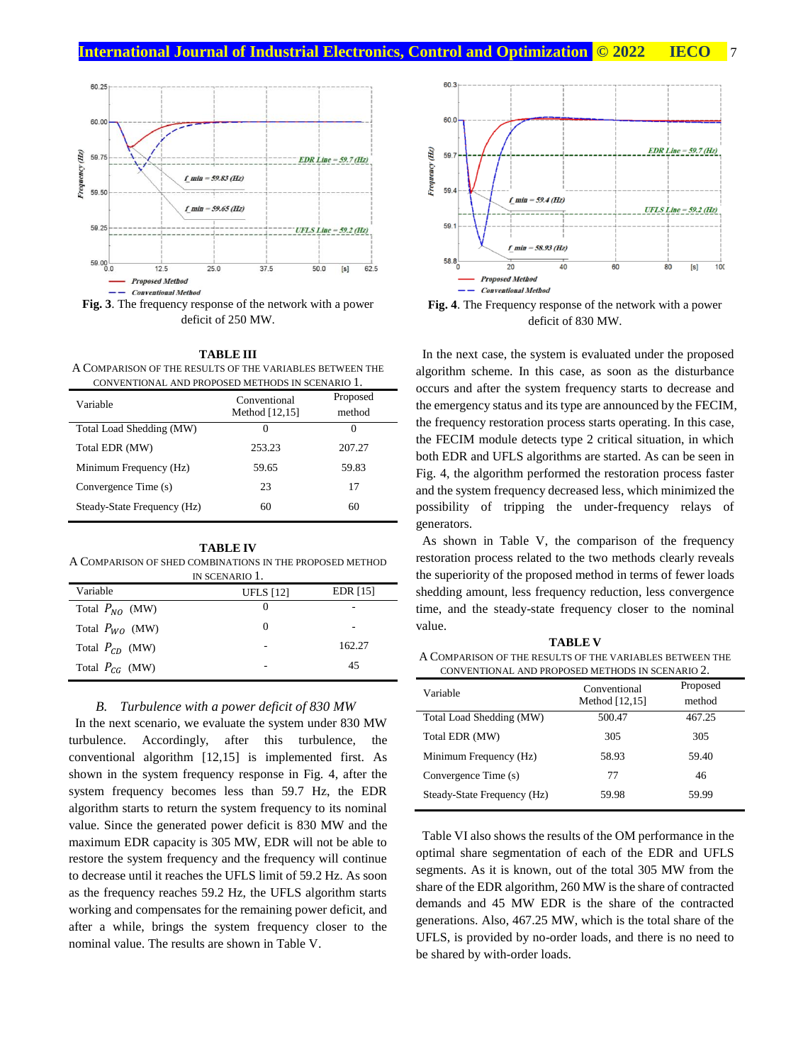Fig. 3. The frequency response of the network with a power deficit of 250 MW.

**TABLE III**
A COMPARISON OF THE RESULTS OF THE VARIABLES BETWEEN THE CONVENTIONAL AND PROPOSED METHODS IN SCENARIO 1.

| Variable | Conventional Method [12,15] | Proposed method |
|---|---|---|
| Total Load Shedding (MW) | 0 | 0 |
| Total EDR (MW) | 253.23 | 207.27 |
| Minimum Frequency (Hz) | 59.65 | 59.83 |
| Convergence Time (s) | 23 | 17 |
| Steady-State Frequency (Hz) | 60 | 60 |

**TABLE IV**
A COMPARISON OF SHED COMBINATIONS IN THE PROPOSED METHOD IN SCENARIO 1.

| Variable | UFLS [12] | EDR [15] |
|---|---|---|
| Total $P_{NO}$ (MW) | 0 | - |
| Total $P_{WO}$ (MW) | 0 | - |
| Total $P_{CD}$ (MW) | - | 162.27 |
| Total $P_{CG}$ (MW) | - | 45 |

### *B. Turbulence with a power deficit of 830 MW*

In the next scenario, we evaluate the system under 830 MW turbulence. Accordingly, after this turbulence, the conventional algorithm [12,15] is implemented first. As shown in the system frequency response in Fig. 4, after the system frequency becomes less than 59.7 Hz, the EDR algorithm starts to return the system frequency to its nominal value. Since the generated power deficit is 830 MW and the maximum EDR capacity is 305 MW, EDR will not be able to restore the system frequency and the frequency will continue to decrease until it reaches the UFLS limit of 59.2 Hz. As soon as the frequency reaches 59.2 Hz, the UFLS algorithm starts working and compensates for the remaining power deficit, and after a while, brings the system frequency closer to the nominal value. The results are shown in Table V.

Fig. 4. The Frequency response of the network with a power deficit of 830 MW.

In the next case, the system is evaluated under the proposed algorithm scheme. In this case, as soon as the disturbance occurs and after the system frequency starts to decrease and the emergency status and its type are announced by the FECIM, the frequency restoration process starts operating. In this case, the FECIM module detects type 2 critical situation, in which both EDR and UFLS algorithms are started. As can be seen in Fig. 4, the algorithm performed the restoration process faster and the system frequency decreased less, which minimized the possibility of tripping the under-frequency relays of generators.

As shown in Table V, the comparison of the frequency restoration process related to the two methods clearly reveals the superiority of the proposed method in terms of fewer loads shedding amount, less frequency reduction, less convergence time, and the steady-state frequency closer to the nominal value.

**TABLE V**
A COMPARISON OF THE RESULTS OF THE VARIABLES BETWEEN THE CONVENTIONAL AND PROPOSED METHODS IN SCENARIO 2.

| Variable | Conventional Method [12,15] | Proposed method |
|---|---|---|
| Total Load Shedding (MW) | 500.47 | 467.25 |
| Total EDR (MW) | 305 | 305 |
| Minimum Frequency (Hz) | 58.93 | 59.40 |
| Convergence Time (s) | 77 | 46 |
| Steady-State Frequency (Hz) | 59.98 | 59.99 |

Table VI also shows the results of the OM performance in the optimal share segmentation of each of the EDR and UFLS segments. As it is known, out of the total 305 MW from the share of the EDR algorithm, 260 MW is the share of contracted demands and 45 MW EDR is the share of the contracted generations. Also, 467.25 MW, which is the total share of the UFLS, is provided by no-order loads, and there is no need to be shared by with-order loads.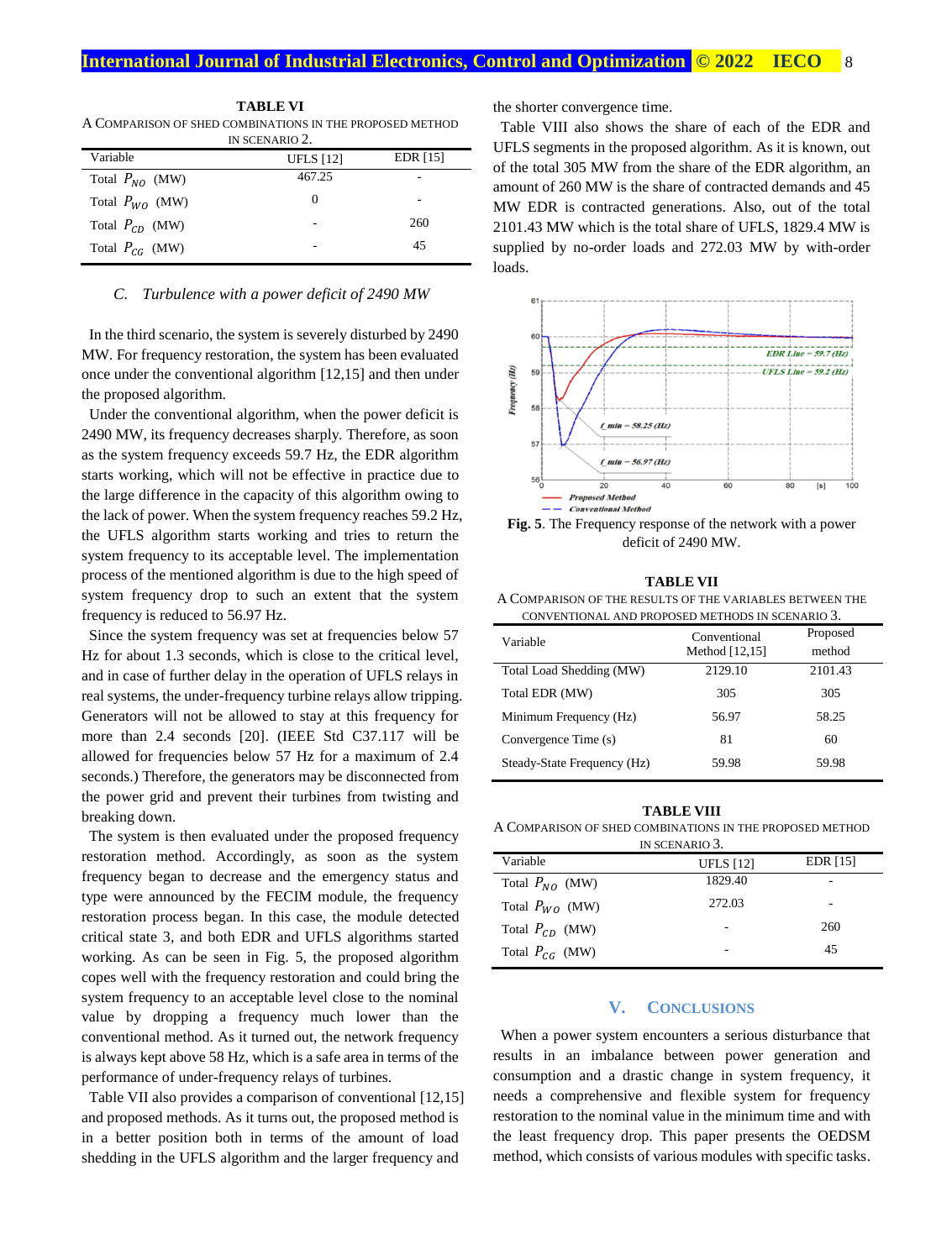**TABLE VI**
A COMPARISON OF SHED COMBINATIONS IN THE PROPOSED METHOD IN SCENARIO 2.

| Variable | UFLS [12] | EDR [15] |
|---|---|---|
| Total $P_{NO}$ (MW) | 467.25 | - |
| Total $P_{WO}$ (MW) | 0 | - |
| Total $P_{CD}$ (MW) | - | 260 |
| Total $P_{CG}$ (MW) | - | 45 |

### *C. Turbulence with a power deficit of 2490 MW*

In the third scenario, the system is severely disturbed by 2490 MW. For frequency restoration, the system has been evaluated once under the conventional algorithm [12,15] and then under the proposed algorithm.

Under the conventional algorithm, when the power deficit is 2490 MW, its frequency decreases sharply. Therefore, as soon as the system frequency exceeds 59.7 Hz, the EDR algorithm starts working, which will not be effective in practice due to the large difference in the capacity of this algorithm owing to the lack of power. When the system frequency reaches 59.2 Hz, the UFLS algorithm starts working and tries to return the system frequency to its acceptable level. The implementation process of the mentioned algorithm is due to the high speed of system frequency drop to such an extent that the system frequency is reduced to 56.97 Hz.

Since the system frequency was set at frequencies below 57 Hz for about 1.3 seconds, which is close to the critical level, and in case of further delay in the operation of UFLS relays in real systems, the under-frequency turbine relays allow tripping. Generators will not be allowed to stay at this frequency for more than 2.4 seconds [20]. (IEEE Std C37.117 will be allowed for frequencies below 57 Hz for a maximum of 2.4 seconds.) Therefore, the generators may be disconnected from the power grid and prevent their turbines from twisting and breaking down.

The system is then evaluated under the proposed frequency restoration method. Accordingly, as soon as the system frequency began to decrease and the emergency status and type were announced by the FECIM module, the frequency restoration process began. In this case, the module detected critical state 3, and both EDR and UFLS algorithms started working. As can be seen in Fig. 5, the proposed algorithm copes well with the frequency restoration and could bring the system frequency to an acceptable level close to the nominal value by dropping a frequency much lower than the conventional method. As it turned out, the network frequency is always kept above 58 Hz, which is a safe area in terms of the performance of under-frequency relays of turbines.

Table VII also provides a comparison of conventional [12,15] and proposed methods. As it turns out, the proposed method is in a better position both in terms of the amount of load shedding in the UFLS algorithm and the larger frequency and the shorter convergence time.

Table VIII also shows the share of each of the EDR and UFLS segments in the proposed algorithm. As it is known, out of the total 305 MW from the share of the EDR algorithm, an amount of 260 MW is the share of contracted demands and 45 MW EDR is contracted generations. Also, out of the total 2101.43 MW which is the total share of UFLS, 1829.4 MW is supplied by no-order loads and 272.03 MW by with-order loads.

**Fig. 5**. The Frequency response of the network with a power deficit of 2490 MW.

**TABLE VII**
A COMPARISON OF THE RESULTS OF THE VARIABLES BETWEEN THE CONVENTIONAL AND PROPOSED METHODS IN SCENARIO 3.

| Variable | Conventional Method [12,15] | Proposed method |
|---|---|---|
| Total Load Shedding (MW) | 2129.10 | 2101.43 |
| Total EDR (MW) | 305 | 305 |
| Minimum Frequency (Hz) | 56.97 | 58.25 |
| Convergence Time (s) | 81 | 60 |
| Steady-State Frequency (Hz) | 59.98 | 59.98 |

**TABLE VIII**
A COMPARISON OF SHED COMBINATIONS IN THE PROPOSED METHOD IN SCENARIO 3.

| Variable | UFLS [12] | EDR [15] |
|---|---|---|
| Total $P_{NO}$ (MW) | 1829.40 | - |
| Total $P_{WO}$ (MW) | 272.03 | - |
| Total $P_{CD}$ (MW) | - | 260 |
| Total $P_{CG}$ (MW) | - | 45 |

## V. CONCLUSIONS

When a power system encounters a serious disturbance that results in an imbalance between power generation and consumption and a drastic change in system frequency, it needs a comprehensive and flexible system for frequency restoration to the nominal value in the minimum time and with the least frequency drop. This paper presents the OEDSM method, which consists of various modules with specific tasks.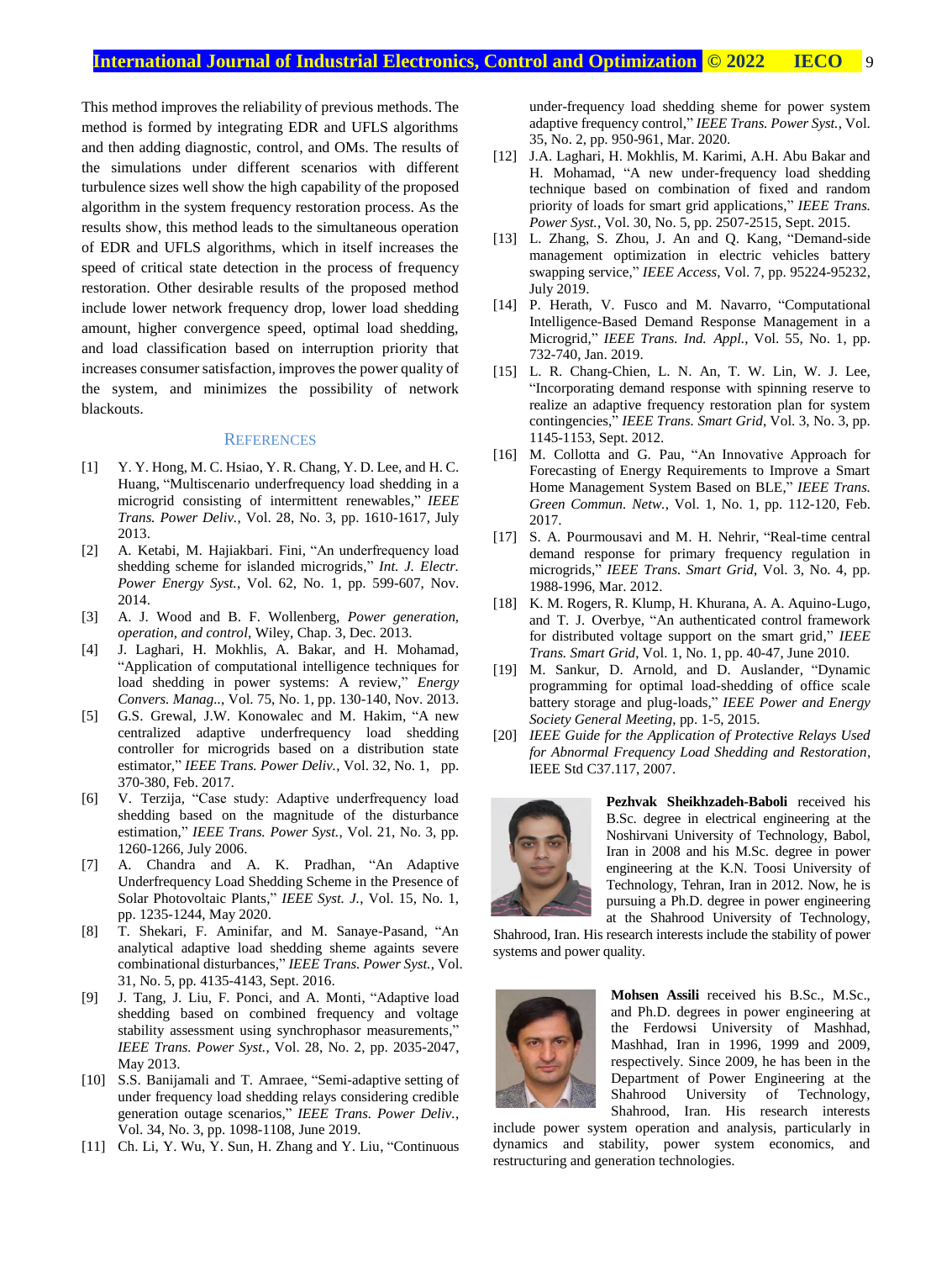This method improves the reliability of previous methods. The method is formed by integrating EDR and UFLS algorithms and then adding diagnostic, control, and OMs. The results of the simulations under different scenarios with different turbulence sizes well show the high capability of the proposed algorithm in the system frequency restoration process. As the results show, this method leads to the simultaneous operation of EDR and UFLS algorithms, which in itself increases the speed of critical state detection in the process of frequency restoration. Other desirable results of the proposed method include lower network frequency drop, lower load shedding amount, higher convergence speed, optimal load shedding, and load classification based on interruption priority that increases consumer satisfaction, improves the power quality of the system, and minimizes the possibility of network blackouts.

## References

[1] Y. Y. Hong, M. C. Hsiao, Y. R. Chang, Y. D. Lee, and H. C. Huang, "Multiscenario underfrequency load shedding in a microgrid consisting of intermittent renewables," *IEEE Trans. Power Deliv.*, Vol. 28, No. 3, pp. 1610-1617, July 2013.

[2] A. Ketabi, M. Hajiakbari. Fini, "An underfrequency load shedding scheme for islanded microgrids," *Int. J. Electr. Power Energy Syst.*, Vol. 62, No. 1, pp. 599-607, Nov. 2014.

[3] A. J. Wood and B. F. Wollenberg, *Power generation, operation, and control*, Wiley, Chap. 3, Dec. 2013.

[4] J. Laghari, H. Mokhlis, A. Bakar, and H. Mohamad, "Application of computational intelligence techniques for load shedding in power systems: A review," *Energy Convers. Manag.*., Vol. 75, No. 1, pp. 130-140, Nov. 2013.

[5] G.S. Grewal, J.W. Konowalec and M. Hakim, "A new centralized adaptive underfrequency load shedding controller for microgrids based on a distribution state estimator," *IEEE Trans. Power Deliv.*, Vol. 32, No. 1, pp. 370-380, Feb. 2017.

[6] V. Terzija, "Case study: Adaptive underfrequency load shedding based on the magnitude of the disturbance estimation," *IEEE Trans. Power Syst.*, Vol. 21, No. 3, pp. 1260-1266, July 2006.

[7] A. Chandra and A. K. Pradhan, "An Adaptive Underfrequency Load Shedding Scheme in the Presence of Solar Photovoltaic Plants," *IEEE Syst. J.*, Vol. 15, No. 1, pp. 1235-1244, May 2020.

[8] T. Shekari, F. Aminifar, and M. Sanaye-Pasand, "An analytical adaptive load shedding sheme againts severe combinational disturbances," *IEEE Trans. Power Syst.*, Vol. 31, No. 5, pp. 4135-4143, Sept. 2016.

[9] J. Tang, J. Liu, F. Ponci, and A. Monti, "Adaptive load shedding based on combined frequency and voltage stability assessment using synchrophasor measurements," *IEEE Trans. Power Syst.*, Vol. 28, No. 2, pp. 2035-2047, May 2013.

[10] S.S. Banijamali and T. Amraee, "Semi-adaptive setting of under frequency load shedding relays considering credible generation outage scenarios," *IEEE Trans. Power Deliv.*, Vol. 34, No. 3, pp. 1098-1108, June 2019.

[11] Ch. Li, Y. Wu, Y. Sun, H. Zhang and Y. Liu, "Continuous under-frequency load shedding sheme for power system adaptive frequency control," *IEEE Trans. Power Syst.*, Vol. 35, No. 2, pp. 950-961, Mar. 2020.

[12] J.A. Laghari, H. Mokhlis, M. Karimi, A.H. Abu Bakar and H. Mohamad, "A new under-frequency load shedding technique based on combination of fixed and random priority of loads for smart grid applications," *IEEE Trans. Power Syst.*, Vol. 30, No. 5, pp. 2507-2515, Sept. 2015.

[13] L. Zhang, S. Zhou, J. An and Q. Kang, "Demand-side management optimization in electric vehicles battery swapping service," *IEEE Access*, Vol. 7, pp. 95224-95232, July 2019.

[14] P. Herath, V. Fusco and M. Navarro, "Computational Intelligence-Based Demand Response Management in a Microgrid," *IEEE Trans. Ind. Appl.*, Vol. 55, No. 1, pp. 732-740, Jan. 2019.

[15] L. R. Chang-Chien, L. N. An, T. W. Lin, W. J. Lee, "Incorporating demand response with spinning reserve to realize an adaptive frequency restoration plan for system contingencies," *IEEE Trans. Smart Grid*, Vol. 3, No. 3, pp. 1145-1153, Sept. 2012.

[16] M. Collotta and G. Pau, "An Innovative Approach for Forecasting of Energy Requirements to Improve a Smart Home Management System Based on BLE," *IEEE Trans. Green Commun. Netw.*, Vol. 1, No. 1, pp. 112-120, Feb. 2017.

[17] S. A. Pourmousavi and M. H. Nehrir, "Real-time central demand response for primary frequency regulation in microgrids," *IEEE Trans. Smart Grid*, Vol. 3, No. 4, pp. 1988-1996, Mar. 2012.

[18] K. M. Rogers, R. Klump, H. Khurana, A. A. Aquino-Lugo, and T. J. Overbye, "An authenticated control framework for distributed voltage support on the smart grid," *IEEE Trans. Smart Grid*, Vol. 1, No. 1, pp. 40-47, June 2010.

[19] M. Sankur, D. Arnold, and D. Auslander, "Dynamic programming for optimal load-shedding of office scale battery storage and plug-loads," *IEEE Power and Energy Society General Meeting*, pp. 1-5, 2015.

[20] *IEEE Guide for the Application of Protective Relays Used for Abnormal Frequency Load Shedding and Restoration*, IEEE Std C37.117, 2007.

**Pezhvak Sheikhzadeh-Baboli** received his B.Sc. degree in electrical engineering at the Noshirvani University of Technology, Babol, Iran in 2008 and his M.Sc. degree in power engineering at the K.N. Toosi University of Technology, Tehran, Iran in 2012. Now, he is pursuing a Ph.D. degree in power engineering at the Shahrood University of Technology, Shahrood, Iran. His research interests include the stability of power systems and power quality.

**Mohsen Assili** received his B.Sc., M.Sc., and Ph.D. degrees in power engineering at the Ferdowsi University of Mashhad, Mashhad, Iran in 1996, 1999 and 2009, respectively. Since 2009, he has been in the Department of Power Engineering at the Shahrood University of Technology, Shahrood, Iran. His research interests include power system operation and analysis, particularly in dynamics and stability, power system economics, and restructuring and generation technologies.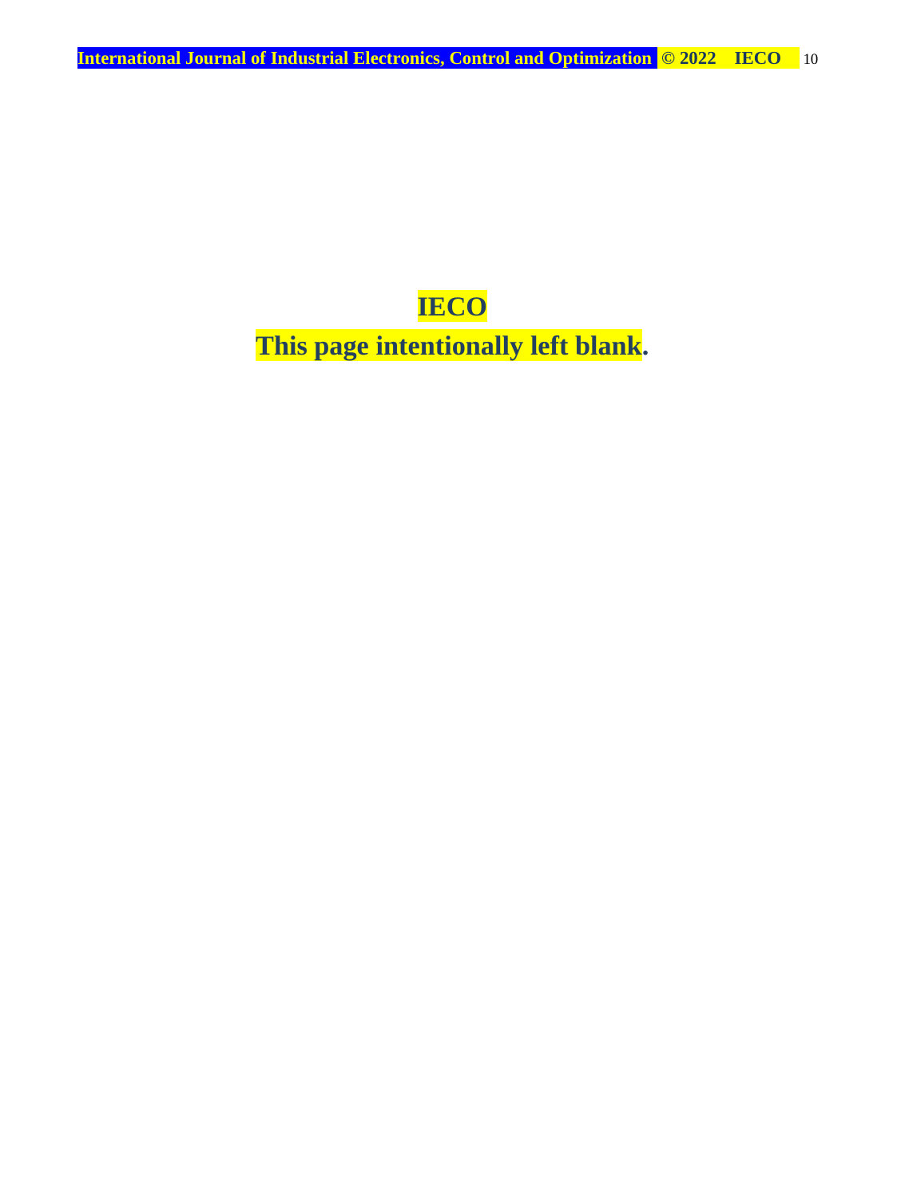**IECO**

**This page intentionally left blank.**